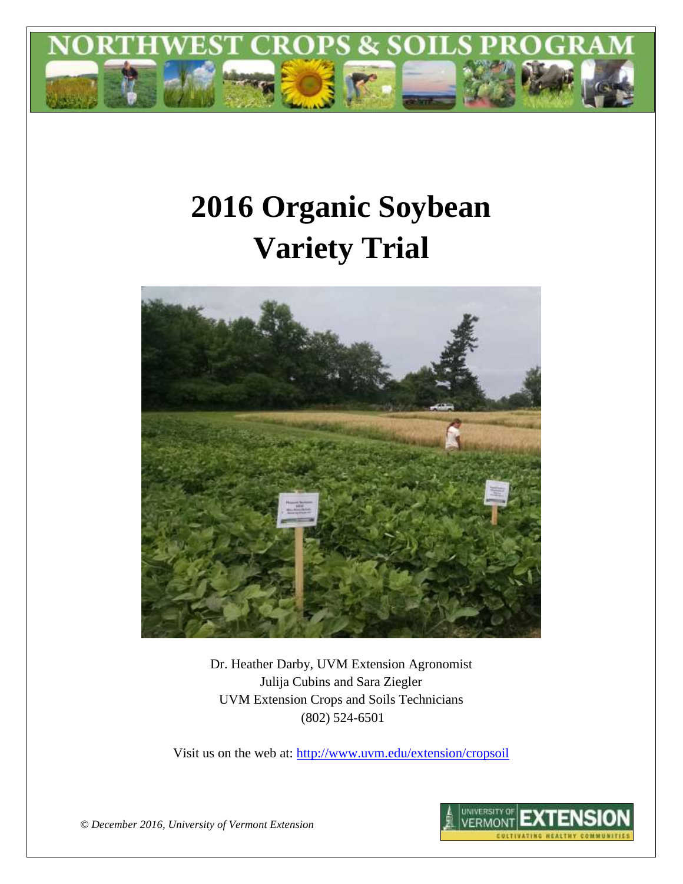NORTHWEST CROPS & SOILS PROGRAM

# 2016 Organic Soybean Variety Trial

Dr. Heather Darby, UVM Extension Agronomist
Julija Cubins and Sara Ziegler
UVM Extension Crops and Soils Technicians
(802) 524-6501

Visit us on the web at: http://www.uvm.edu/extension/cropsoil

*© December 2016, University of Vermont Extension*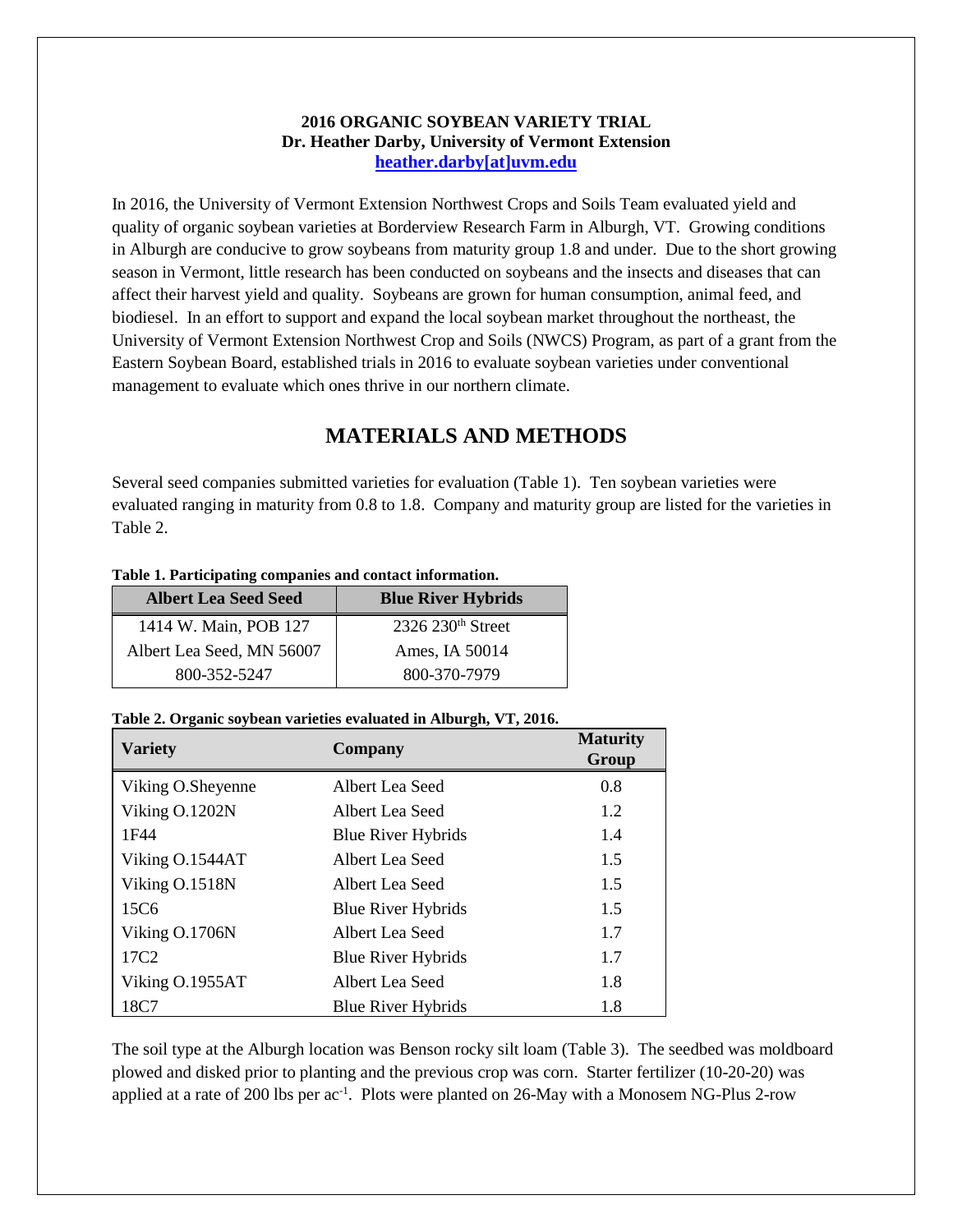**2016 ORGANIC SOYBEAN VARIETY TRIAL**
**Dr. Heather Darby, University of Vermont Extension**
**heather.darby[at]uvm.edu**

In 2016, the University of Vermont Extension Northwest Crops and Soils Team evaluated yield and quality of organic soybean varieties at Borderview Research Farm in Alburgh, VT. Growing conditions in Alburgh are conducive to grow soybeans from maturity group 1.8 and under. Due to the short growing season in Vermont, little research has been conducted on soybeans and the insects and diseases that can affect their harvest yield and quality. Soybeans are grown for human consumption, animal feed, and biodiesel. In an effort to support and expand the local soybean market throughout the northeast, the University of Vermont Extension Northwest Crop and Soils (NWCS) Program, as part of a grant from the Eastern Soybean Board, established trials in 2016 to evaluate soybean varieties under conventional management to evaluate which ones thrive in our northern climate.

## MATERIALS AND METHODS

Several seed companies submitted varieties for evaluation (Table 1). Ten soybean varieties were evaluated ranging in maturity from 0.8 to 1.8. Company and maturity group are listed for the varieties in Table 2.

**Table 1. Participating companies and contact information.**

| Albert Lea Seed Seed | Blue River Hybrids |
|---|---|
| 1414 W. Main, POB 127 | 2326 230th Street |
| Albert Lea Seed, MN 56007 | Ames, IA 50014 |
| 800-352-5247 | 800-370-7979 |

**Table 2. Organic soybean varieties evaluated in Alburgh, VT, 2016.**

| Variety | Company | Maturity Group |
|---|---|---|
| Viking O.Sheyenne | Albert Lea Seed | 0.8 |
| Viking O.1202N | Albert Lea Seed | 1.2 |
| 1F44 | Blue River Hybrids | 1.4 |
| Viking O.1544AT | Albert Lea Seed | 1.5 |
| Viking O.1518N | Albert Lea Seed | 1.5 |
| 15C6 | Blue River Hybrids | 1.5 |
| Viking O.1706N | Albert Lea Seed | 1.7 |
| 17C2 | Blue River Hybrids | 1.7 |
| Viking O.1955AT | Albert Lea Seed | 1.8 |
| 18C7 | Blue River Hybrids | 1.8 |

The soil type at the Alburgh location was Benson rocky silt loam (Table 3). The seedbed was moldboard plowed and disked prior to planting and the previous crop was corn. Starter fertilizer (10-20-20) was applied at a rate of 200 lbs per ac$^{-1}$. Plots were planted on 26-May with a Monosem NG-Plus 2-row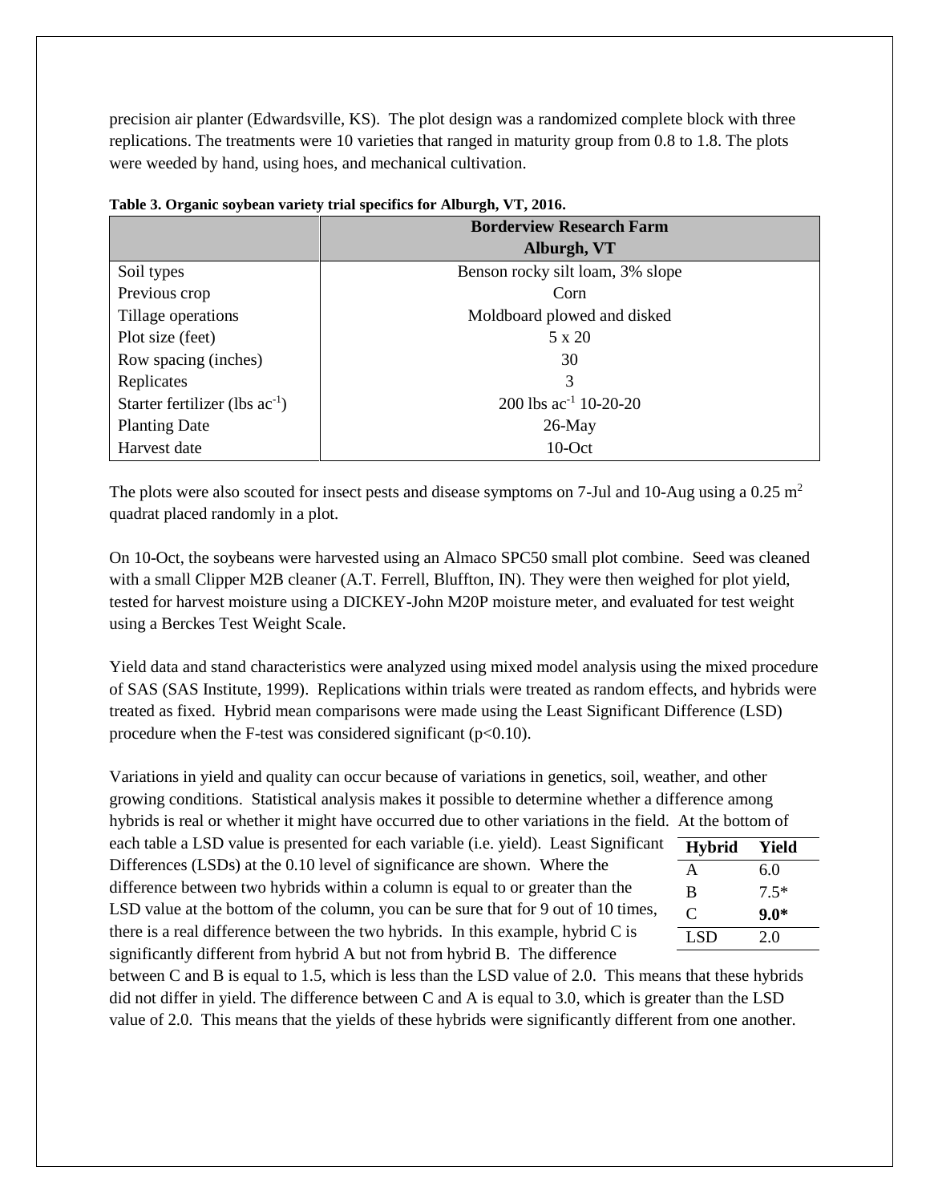precision air planter (Edwardsville, KS). The plot design was a randomized complete block with three replications. The treatments were 10 varieties that ranged in maturity group from 0.8 to 1.8. The plots were weeded by hand, using hoes, and mechanical cultivation.

**Table 3. Organic soybean variety trial specifics for Alburgh, VT, 2016.**

| | **Borderview Research Farm Alburgh, VT** |
|---|---|
| Soil types | Benson rocky silt loam, 3% slope |
| Previous crop | Corn |
| Tillage operations | Moldboard plowed and disked |
| Plot size (feet) | 5 x 20 |
| Row spacing (inches) | 30 |
| Replicates | 3 |
| Starter fertilizer (lbs $ac^{-1}$) | 200 lbs $ac^{-1}$ 10-20-20 |
| Planting Date | 26-May |
| Harvest date | 10-Oct |

The plots were also scouted for insect pests and disease symptoms on 7-Jul and 10-Aug using a 0.25 $m^2$ quadrat placed randomly in a plot.

On 10-Oct, the soybeans were harvested using an Almaco SPC50 small plot combine. Seed was cleaned with a small Clipper M2B cleaner (A.T. Ferrell, Bluffton, IN). They were then weighed for plot yield, tested for harvest moisture using a DICKEY-John M20P moisture meter, and evaluated for test weight using a Berckes Test Weight Scale.

Yield data and stand characteristics were analyzed using mixed model analysis using the mixed procedure of SAS (SAS Institute, 1999). Replications within trials were treated as random effects, and hybrids were treated as fixed. Hybrid mean comparisons were made using the Least Significant Difference (LSD) procedure when the F-test was considered significant ($p<0.10$).

Variations in yield and quality can occur because of variations in genetics, soil, weather, and other growing conditions. Statistical analysis makes it possible to determine whether a difference among hybrids is real or whether it might have occurred due to other variations in the field. At the bottom of each table a LSD value is presented for each variable (i.e. yield). Least Significant Differences (LSDs) at the 0.10 level of significance are shown. Where the difference between two hybrids within a column is equal to or greater than the LSD value at the bottom of the column, you can be sure that for 9 out of 10 times, there is a real difference between the two hybrids. In this example, hybrid C is significantly different from hybrid A but not from hybrid B. The difference between C and B is equal to 1.5, which is less than the LSD value of 2.0. This means that these hybrids did not differ in yield. The difference between C and A is equal to 3.0, which is greater than the LSD value of 2.0. This means that the yields of these hybrids were significantly different from one another.

| **Hybrid** | **Yield** |
|---|---|
| A | 6.0 |
| B | 7.5* |
| C | **9.0*** |
| LSD | 2.0 |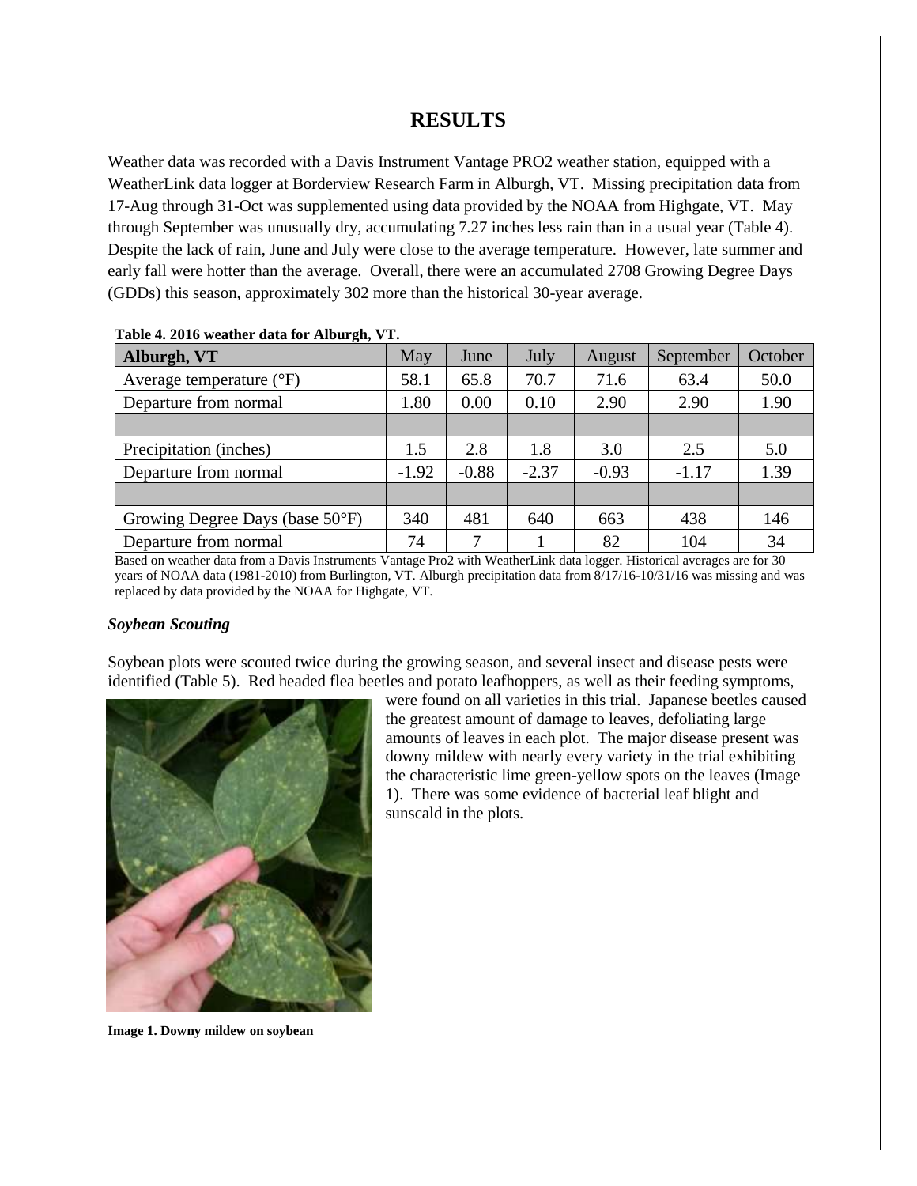# RESULTS

Weather data was recorded with a Davis Instrument Vantage PRO2 weather station, equipped with a WeatherLink data logger at Borderview Research Farm in Alburgh, VT. Missing precipitation data from 17-Aug through 31-Oct was supplemented using data provided by the NOAA from Highgate, VT. May through September was unusually dry, accumulating 7.27 inches less rain than in a usual year (Table 4). Despite the lack of rain, June and July were close to the average temperature. However, late summer and early fall were hotter than the average. Overall, there were an accumulated 2708 Growing Degree Days (GDDs) this season, approximately 302 more than the historical 30-year average.

**Table 4. 2016 weather data for Alburgh, VT.**

| Alburgh, VT | May | June | July | August | September | October |
|---|---|---|---|---|---|---|
| Average temperature (°F) | 58.1 | 65.8 | 70.7 | 71.6 | 63.4 | 50.0 |
| Departure from normal | 1.80 | 0.00 | 0.10 | 2.90 | 2.90 | 1.90 |
| | | | | | | |
| Precipitation (inches) | 1.5 | 2.8 | 1.8 | 3.0 | 2.5 | 5.0 |
| Departure from normal | -1.92 | -0.88 | -2.37 | -0.93 | -1.17 | 1.39 |
| | | | | | | |
| Growing Degree Days (base 50°F) | 340 | 481 | 640 | 663 | 438 | 146 |
| Departure from normal | 74 | 7 | 1 | 82 | 104 | 34 |

Based on weather data from a Davis Instruments Vantage Pro2 with WeatherLink data logger. Historical averages are for 30 years of NOAA data (1981-2010) from Burlington, VT. Alburgh precipitation data from 8/17/16-10/31/16 was missing and was replaced by data provided by the NOAA for Highgate, VT.

### *Soybean Scouting*

Soybean plots were scouted twice during the growing season, and several insect and disease pests were identified (Table 5). Red headed flea beetles and potato leafhoppers, as well as their feeding symptoms, were found on all varieties in this trial. Japanese beetles caused the greatest amount of damage to leaves, defoliating large amounts of leaves in each plot. The major disease present was downy mildew with nearly every variety in the trial exhibiting the characteristic lime green-yellow spots on the leaves (Image 1). There was some evidence of bacterial leaf blight and sunscald in the plots.

**Image 1. Downy mildew on soybean**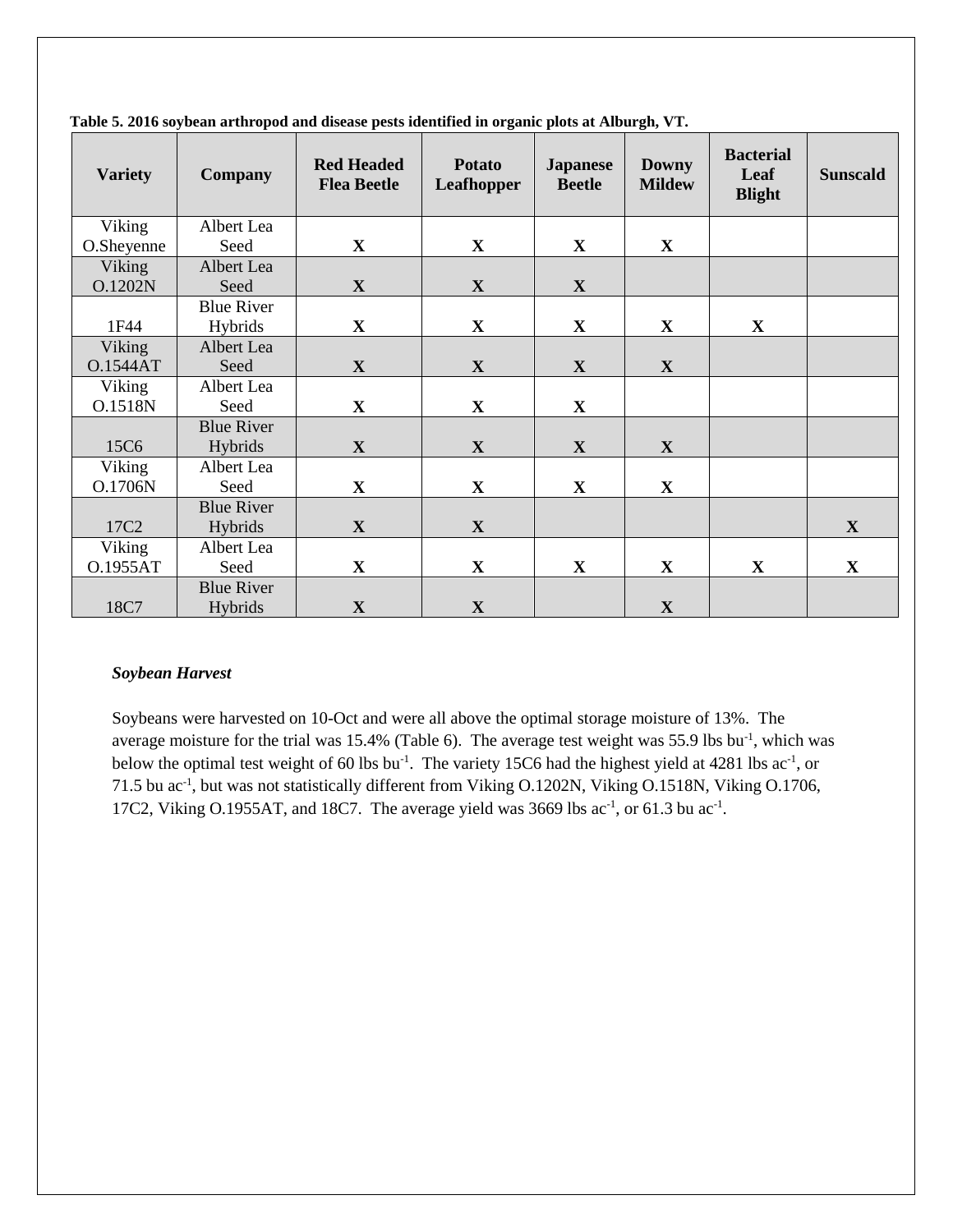**Table 5. 2016 soybean arthropod and disease pests identified in organic plots at Alburgh, VT.**

| Variety | Company | Red Headed Flea Beetle | Potato Leafhopper | Japanese Beetle | Downy Mildew | Bacterial Leaf Blight | Sunscald |
|---|---|---|---|---|---|---|---|
| Viking O.Sheyenne | Albert Lea Seed | X | X | X | X | | |
| Viking O.1202N | Albert Lea Seed | X | X | X | | | |
| 1F44 | Blue River Hybrids | X | X | X | X | X | |
| Viking O.1544AT | Albert Lea Seed | X | X | X | X | | |
| Viking O.1518N | Albert Lea Seed | X | X | X | | | |
| 15C6 | Blue River Hybrids | X | X | X | X | | |
| Viking O.1706N | Albert Lea Seed | X | X | X | X | | |
| 17C2 | Blue River Hybrids | X | X | | | | X |
| Viking O.1955AT | Albert Lea Seed | X | X | X | X | X | X |
| 18C7 | Blue River Hybrids | X | X | | X | | |

***Soybean Harvest***

Soybeans were harvested on 10-Oct and were all above the optimal storage moisture of 13%. The average moisture for the trial was 15.4% (Table 6). The average test weight was 55.9 lbs bu$^{-1}$, which was below the optimal test weight of 60 lbs bu$^{-1}$. The variety 15C6 had the highest yield at 4281 lbs ac$^{-1}$, or 71.5 bu ac$^{-1}$, but was not statistically different from Viking O.1202N, Viking O.1518N, Viking O.1706, 17C2, Viking O.1955AT, and 18C7. The average yield was 3669 lbs ac$^{-1}$, or 61.3 bu ac$^{-1}$.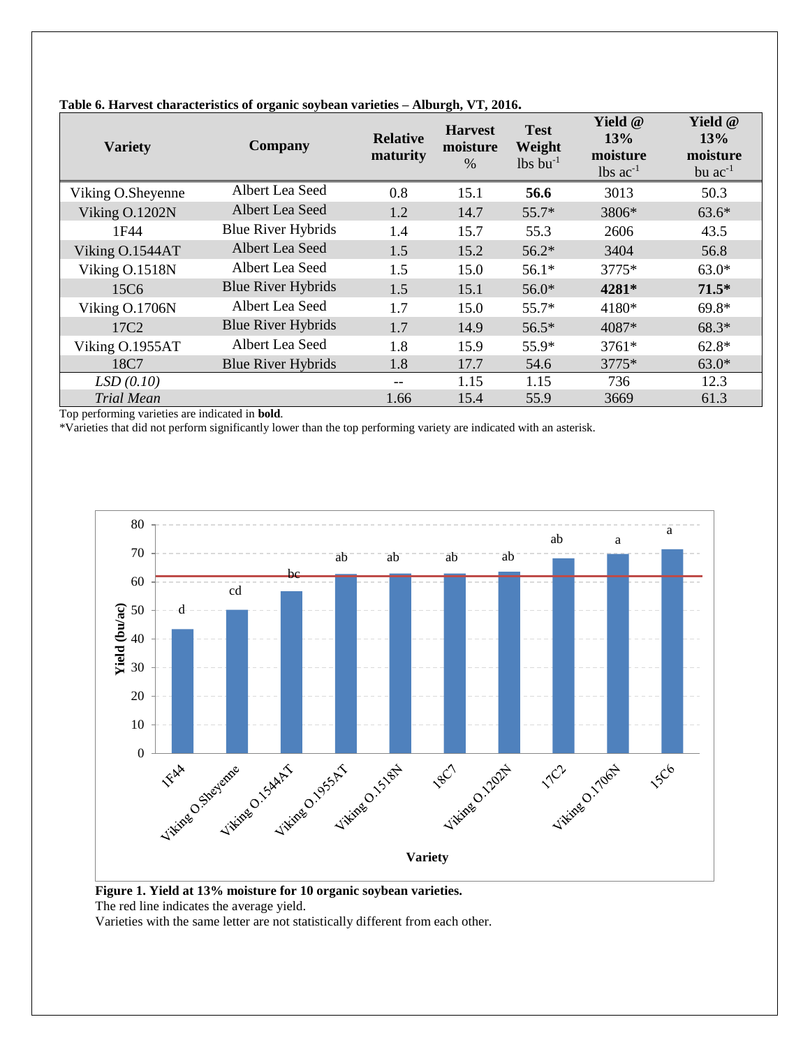**Table 6. Harvest characteristics of organic soybean varieties – Alburgh, VT, 2016.**

| Variety | Company | Relative maturity | Harvest moisture % | Test Weight lbs $bu^{-1}$ | Yield @ 13% moisture lbs $ac^{-1}$ | Yield @ 13% moisture bu $ac^{-1}$ |
|---|---|---|---|---|---|---|
| Viking O.Sheyenne | Albert Lea Seed | 0.8 | 15.1 | **56.6** | 3013 | 50.3 |
| Viking O.1202N | Albert Lea Seed | 1.2 | 14.7 | 55.7* | 3806* | 63.6* |
| 1F44 | Blue River Hybrids | 1.4 | 15.7 | 55.3 | 2606 | 43.5 |
| Viking O.1544AT | Albert Lea Seed | 1.5 | 15.2 | 56.2* | 3404 | 56.8 |
| Viking O.1518N | Albert Lea Seed | 1.5 | 15.0 | 56.1* | 3775* | 63.0* |
| 15C6 | Blue River Hybrids | 1.5 | 15.1 | 56.0* | **4281*** | **71.5*** |
| Viking O.1706N | Albert Lea Seed | 1.7 | 15.0 | 55.7* | 4180* | 69.8* |
| 17C2 | Blue River Hybrids | 1.7 | 14.9 | 56.5* | 4087* | 68.3* |
| Viking O.1955AT | Albert Lea Seed | 1.8 | 15.9 | 55.9* | 3761* | 62.8* |
| 18C7 | Blue River Hybrids | 1.8 | 17.7 | 54.6 | 3775* | 63.0* |
| *LSD (0.10)* | | -- | 1.15 | 1.15 | 736 | 12.3 |
| *Trial Mean* | | 1.66 | 15.4 | 55.9 | 3669 | 61.3 |

Top performing varieties are indicated in **bold**.
*Varieties that did not perform significantly lower than the top performing variety are indicated with an asterisk.

**Figure 1. Yield at 13% moisture for 10 organic soybean varieties.**
The red line indicates the average yield.
Varieties with the same letter are not statistically different from each other.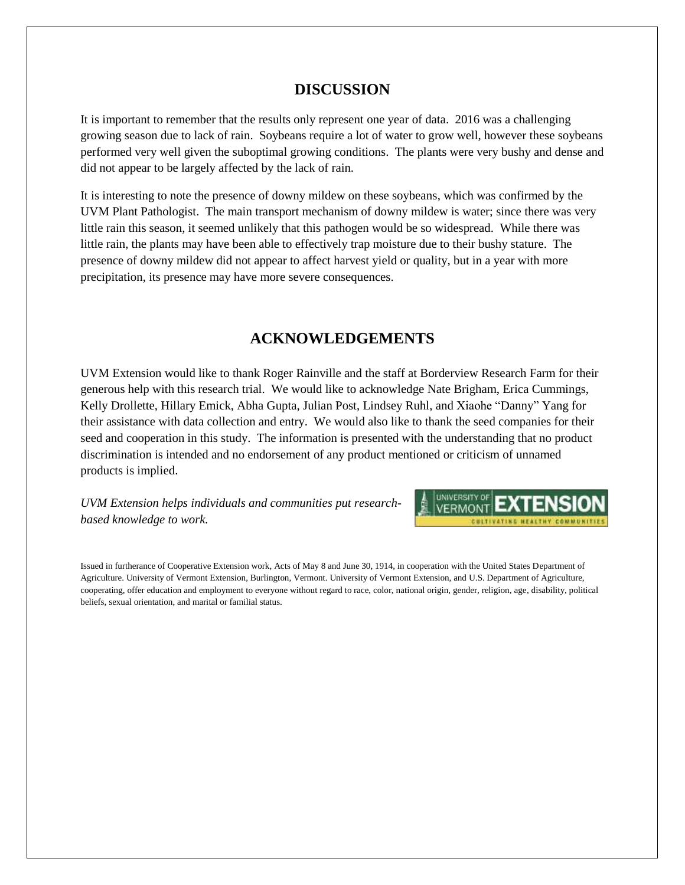## DISCUSSION

It is important to remember that the results only represent one year of data. 2016 was a challenging growing season due to lack of rain. Soybeans require a lot of water to grow well, however these soybeans performed very well given the suboptimal growing conditions. The plants were very bushy and dense and did not appear to be largely affected by the lack of rain.

It is interesting to note the presence of downy mildew on these soybeans, which was confirmed by the UVM Plant Pathologist. The main transport mechanism of downy mildew is water; since there was very little rain this season, it seemed unlikely that this pathogen would be so widespread. While there was little rain, the plants may have been able to effectively trap moisture due to their bushy stature. The presence of downy mildew did not appear to affect harvest yield or quality, but in a year with more precipitation, its presence may have more severe consequences.

## ACKNOWLEDGEMENTS

UVM Extension would like to thank Roger Rainville and the staff at Borderview Research Farm for their generous help with this research trial. We would like to acknowledge Nate Brigham, Erica Cummings, Kelly Drollette, Hillary Emick, Abha Gupta, Julian Post, Lindsey Ruhl, and Xiaohe "Danny" Yang for their assistance with data collection and entry. We would also like to thank the seed companies for their seed and cooperation in this study. The information is presented with the understanding that no product discrimination is intended and no endorsement of any product mentioned or criticism of unnamed products is implied.

*UVM Extension helps individuals and communities put research-based knowledge to work.*

UNIVERSITY OF VERMONT EXTENSION
CULTIVATING HEALTHY COMMUNITIES

Issued in furtherance of Cooperative Extension work, Acts of May 8 and June 30, 1914, in cooperation with the United States Department of Agriculture. University of Vermont Extension, Burlington, Vermont. University of Vermont Extension, and U.S. Department of Agriculture, cooperating, offer education and employment to everyone without regard to race, color, national origin, gender, religion, age, disability, political beliefs, sexual orientation, and marital or familial status.